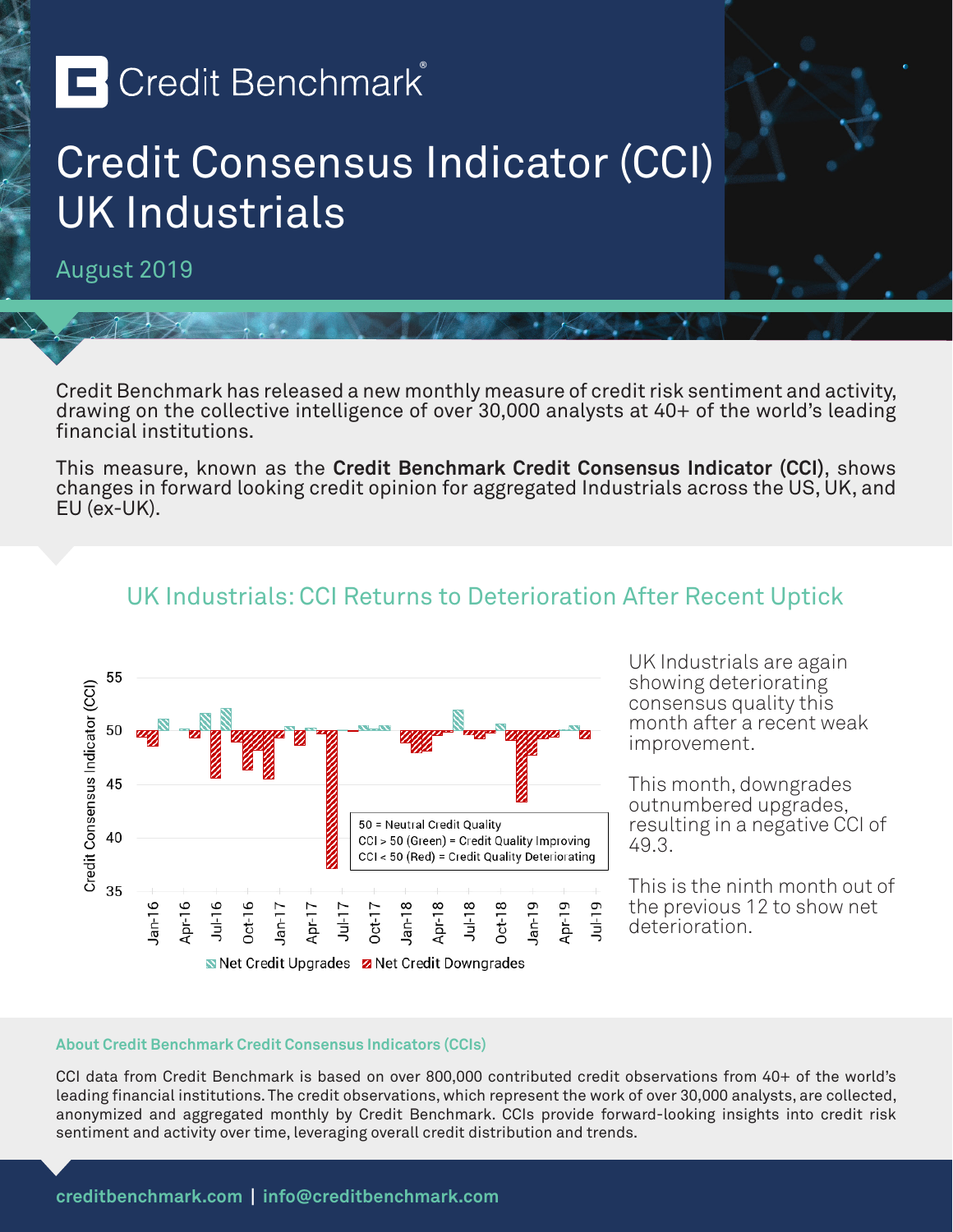# Credit Benchmark

# Credit Consensus Indicator (CCI) UK Industrials

August 2019

Credit Benchmark has released a new monthly measure of credit risk sentiment and activity, drawing on the collective intelligence of over 30,000 analysts at 40+ of the world's leading financial institutions.

This measure, known as the **Credit Benchmark Credit Consensus Indicator (CCI)**, shows changes in forward looking credit opinion for aggregated Industrials across the US, UK, and EU (ex-UK).

## UK Industrials: CCI Returns to Deterioration After Recent Uptick

50 = Neutral Credit Quality
CCI > 50 (Green) = Credit Quality Improving
CCI < 50 (Red) = Credit Quality Deteriorating

Net Credit Upgrades | Net Credit Downgrades

UK Industrials are again showing deteriorating consensus quality this month after a recent weak improvement.

This month, downgrades outnumbered upgrades, resulting in a negative CCI of 49.3.

This is the ninth month out of the previous 12 to show net deterioration.

### About Credit Benchmark Credit Consensus Indicators (CCIs)

CCI data from Credit Benchmark is based on over 800,000 contributed credit observations from 40+ of the world's leading financial institutions. The credit observations, which represent the work of over 30,000 analysts, are collected, anonymized and aggregated monthly by Credit Benchmark. CCIs provide forward-looking insights into credit risk sentiment and activity over time, leveraging overall credit distribution and trends.

creditbenchmark.com | info@creditbenchmark.com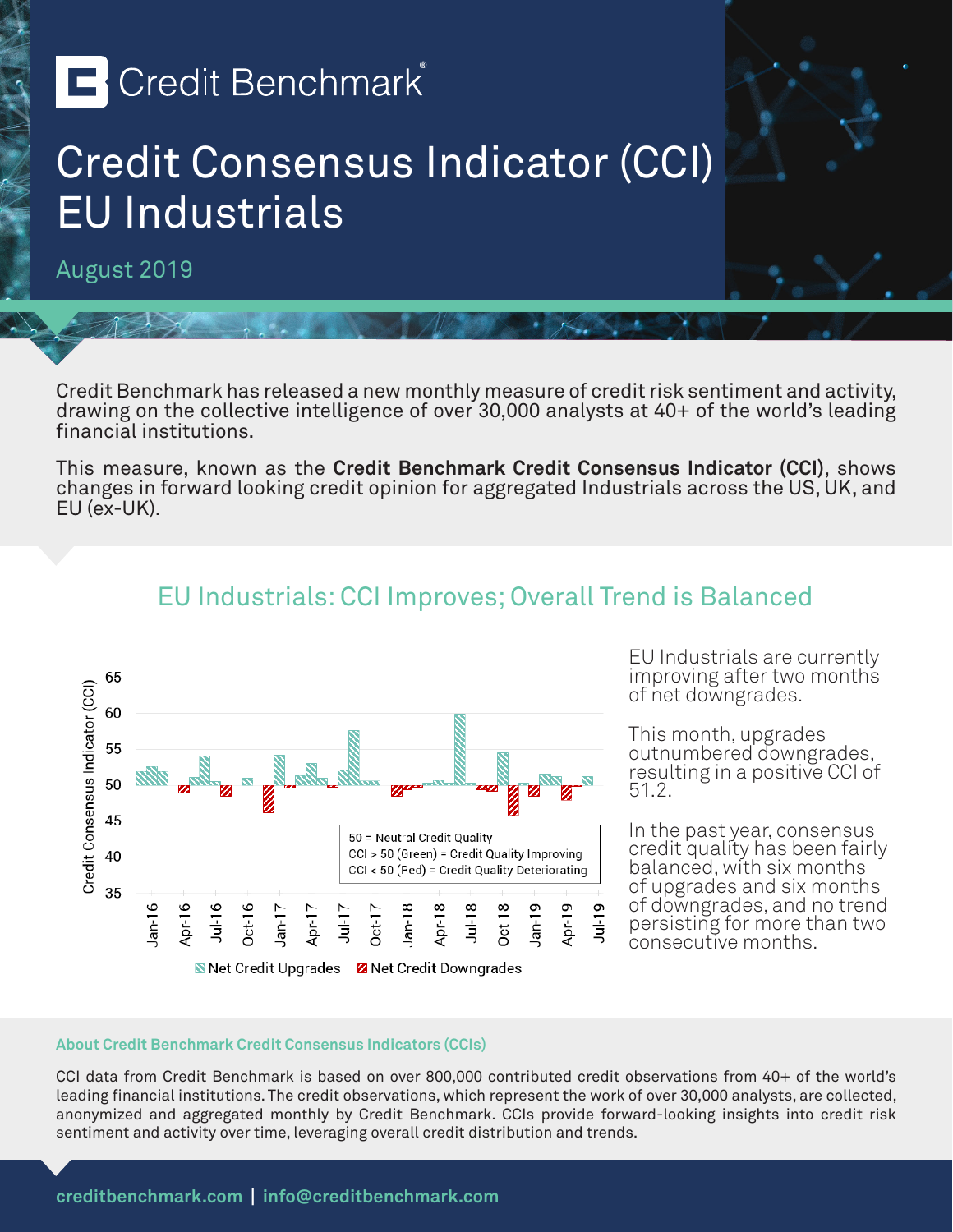# Credit Benchmark

# Credit Consensus Indicator (CCI) EU Industrials

August 2019

Credit Benchmark has released a new monthly measure of credit risk sentiment and activity, drawing on the collective intelligence of over 30,000 analysts at 40+ of the world's leading financial institutions.

This measure, known as the **Credit Benchmark Credit Consensus Indicator (CCI)**, shows changes in forward looking credit opinion for aggregated Industrials across the US, UK, and EU (ex-UK).

## EU Industrials: CCI Improves; Overall Trend is Balanced

EU Industrials are currently improving after two months of net downgrades.

This month, upgrades outnumbered downgrades, resulting in a positive CCI of 51.2.

In the past year, consensus credit quality has been fairly balanced, with six months of upgrades and six months of downgrades, and no trend persisting for more than two consecutive months.

### About Credit Benchmark Credit Consensus Indicators (CCIs)

CCI data from Credit Benchmark is based on over 800,000 contributed credit observations from 40+ of the world's leading financial institutions. The credit observations, which represent the work of over 30,000 analysts, are collected, anonymized and aggregated monthly by Credit Benchmark. CCIs provide forward-looking insights into credit risk sentiment and activity over time, leveraging overall credit distribution and trends.

**creditbenchmark.com | info@creditbenchmark.com**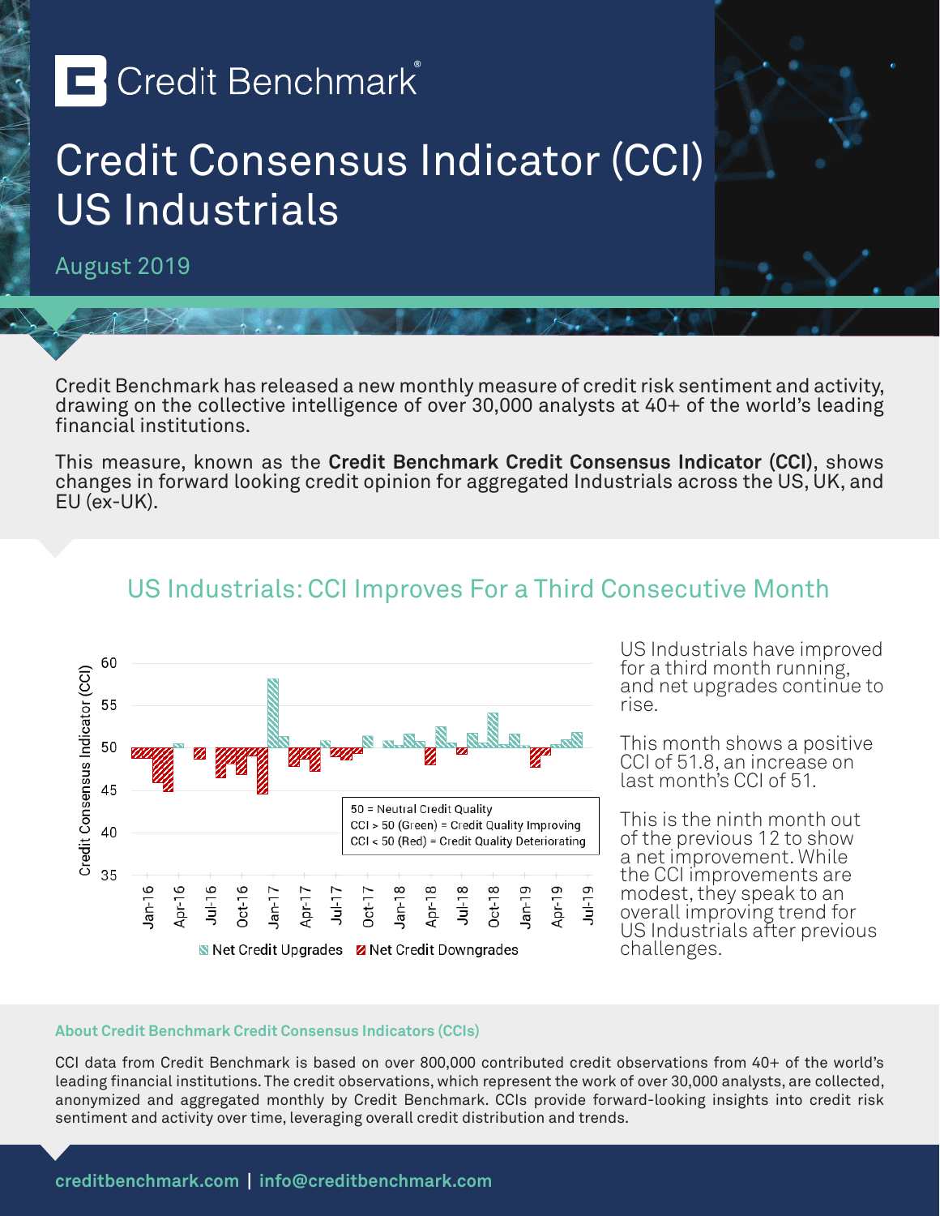# Credit Benchmark®

# Credit Consensus Indicator (CCI) US Industrials

August 2019

Credit Benchmark has released a new monthly measure of credit risk sentiment and activity, drawing on the collective intelligence of over 30,000 analysts at 40+ of the world's leading financial institutions.

This measure, known as the **Credit Benchmark Credit Consensus Indicator (CCI)**, shows changes in forward looking credit opinion for aggregated Industrials across the US, UK, and EU (ex-UK).

## US Industrials: CCI Improves For a Third Consecutive Month

Credit Consensus Indicator (CCI)

60
55
50
45
40
35

Jan-16 Apr-16 Jul-16 Oct-16 Jan-17 Apr-17 Jul-17 Oct-17 Jan-18 Apr-18 Jul-18 Oct-18 Jan-19 Apr-19 Jul-19

50 = Neutral Credit Quality
CCI > 50 (Green) = Credit Quality Improving
CCI < 50 (Red) = Credit Quality Deteriorating

Net Credit Upgrades Net Credit Downgrades

US Industrials have improved for a third month running, and net upgrades continue to rise.

This month shows a positive CCI of 51.8, an increase on last month's CCI of 51.

This is the ninth month out of the previous 12 to show a net improvement. While the CCI improvements are modest, they speak to an overall improving trend for US Industrials after previous challenges.

### About Credit Benchmark Credit Consensus Indicators (CCIs)

CCI data from Credit Benchmark is based on over 800,000 contributed credit observations from 40+ of the world's leading financial institutions. The credit observations, which represent the work of over 30,000 analysts, are collected, anonymized and aggregated monthly by Credit Benchmark. CCIs provide forward-looking insights into credit risk sentiment and activity over time, leveraging overall credit distribution and trends.

**creditbenchmark.com | info@creditbenchmark.com**